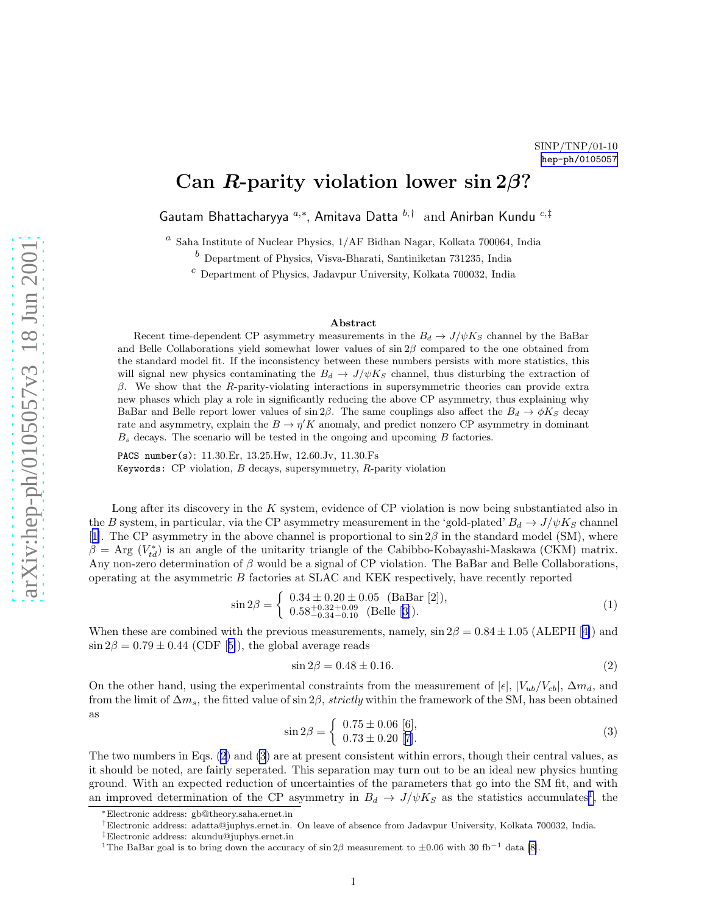SINP/TNP/01-10
hep-ph/0105057

# Can $R$-parity violation lower $\sin 2\beta$?

Gautam Bhattacharyya [a,*], Amitava Datta [b,†] and Anirban Kundu [c,‡]

[a] Saha Institute of Nuclear Physics, 1/AF Bidhan Nagar, Kolkata 700064, India

[b] Department of Physics, Visva-Bharati, Santiniketan 731235, India

[c] Department of Physics, Jadavpur University, Kolkata 700032, India

### Abstract

Recent time-dependent CP asymmetry measurements in the $B_d \to J/\psi K_S$ channel by the BaBar and Belle Collaborations yield somewhat lower values of $\sin 2\beta$ compared to the one obtained from the standard model fit. If the inconsistency between these numbers persists with more statistics, this will signal new physics contaminating the $B_d \to J/\psi K_S$ channel, thus disturbing the extraction of $\beta$. We show that the $R$-parity-violating interactions in supersymmetric theories can provide extra new phases which play a role in significantly reducing the above CP asymmetry, thus explaining why BaBar and Belle report lower values of $\sin 2\beta$. The same couplings also affect the $B_d \to \phi K_S$ decay rate and asymmetry, explain the $B \to \eta' K$ anomaly, and predict nonzero CP asymmetry in dominant $B_s$ decays. The scenario will be tested in the ongoing and upcoming $B$ factories.

PACS number(s): 11.30.Er, 13.25.Hw, 12.60.Jv, 11.30.Fs

Keywords: CP violation, $B$ decays, supersymmetry, $R$-parity violation

Long after its discovery in the $K$ system, evidence of CP violation is now being substantiated also in the $B$ system, in particular, via the CP asymmetry measurement in the 'gold-plated' $B_d \to J/\psi K_S$ channel [1]. The CP asymmetry in the above channel is proportional to $\sin 2\beta$ in the standard model (SM), where $\beta = \text{Arg}\,(V_{td}^*)$ is an angle of the unitarity triangle of the Cabibbo-Kobayashi-Maskawa (CKM) matrix. Any non-zero determination of $\beta$ would be a signal of CP violation. The BaBar and Belle Collaborations, operating at the asymmetric $B$ factories at SLAC and KEK respectively, have recently reported

$$\sin 2\beta = \begin{cases} 0.34 \pm 0.20 \pm 0.05 & \text{(BaBar [2])}, \\ 0.58^{+0.32+0.09}_{-0.34-0.10} & \text{(Belle [3])}. \end{cases} \tag{1}$$

When these are combined with the previous measurements, namely, $\sin 2\beta = 0.84 \pm 1.05$ (ALEPH [4]) and $\sin 2\beta = 0.79 \pm 0.44$ (CDF [5]), the global average reads

$$\sin 2\beta = 0.48 \pm 0.16. \tag{2}$$

On the other hand, using the experimental constraints from the measurement of $|\epsilon|$, $|V_{ub}/V_{cb}|$, $\Delta m_d$, and from the limit of $\Delta m_s$, the fitted value of $\sin 2\beta$, *strictly* within the framework of the SM, has been obtained as

$$\sin 2\beta = \begin{cases} 0.75 \pm 0.06 \; [6], \\ 0.73 \pm 0.20 \; [7]. \end{cases} \tag{3}$$

The two numbers in Eqs. (2) and (3) are at present consistent within errors, though their central values, as it should be noted, are fairly seperated. This separation may turn out to be an ideal new physics hunting ground. With an expected reduction of uncertainties of the parameters that go into the SM fit, and with an improved determination of the CP asymmetry in $B_d \to J/\psi K_S$ as the statistics accumulates[1], the

---

*Electronic address: gb@theory.saha.ernet.in

†Electronic address: adatta@juphys.ernet.in. On leave of absence from Jadavpur University, Kolkata 700032, India.

‡Electronic address: akundu@juphys.ernet.in

[1] The BaBar goal is to bring down the accuracy of $\sin 2\beta$ measurement to $\pm 0.06$ with 30 fb$^{-1}$ data [8].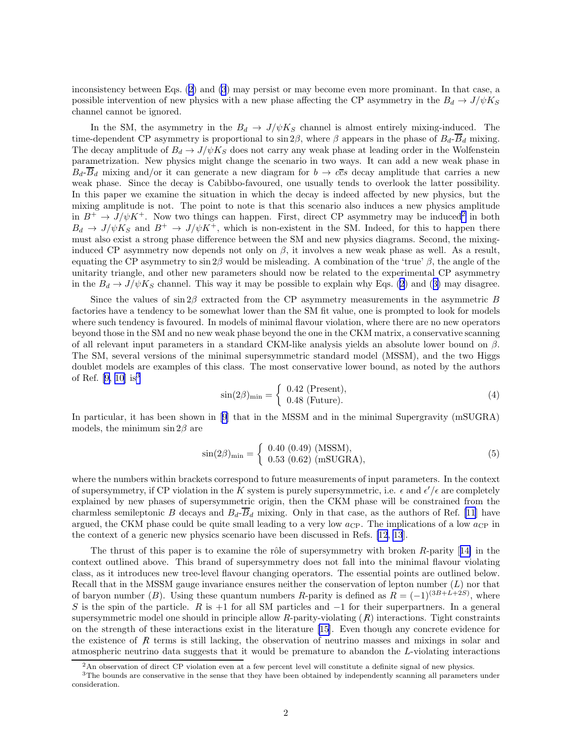inconsistency between Eqs. (2) and (3) may persist or may become even more prominant. In that case, a possible intervention of new physics with a new phase affecting the CP asymmetry in the $B_d \to J/\psi K_S$ channel cannot be ignored.

In the SM, the asymmetry in the $B_d \to J/\psi K_S$ channel is almost entirely mixing-induced. The time-dependent CP asymmetry is proportional to $\sin 2\beta$, where $\beta$ appears in the phase of $B_d$-$\overline{B}_d$ mixing. The decay amplitude of $B_d \to J/\psi K_S$ does not carry any weak phase at leading order in the Wolfenstein parametrization. New physics might change the scenario in two ways. It can add a new weak phase in $B_d$-$\overline{B}_d$ mixing and/or it can generate a new diagram for $b \to c\bar{c}s$ decay amplitude that carries a new weak phase. Since the decay is Cabibbo-favoured, one usually tends to overlook the latter possibility. In this paper we examine the situation in which the decay is indeed affected by new physics, but the mixing amplitude is not. The point to note is that this scenario also induces a new physics amplitude in $B^+ \to J/\psi K^+$. Now two things can happen. First, direct CP asymmetry may be induced[2] in both $B_d \to J/\psi K_S$ and $B^+ \to J/\psi K^+$, which is non-existent in the SM. Indeed, for this to happen there must also exist a strong phase difference between the SM and new physics diagrams. Second, the mixing-induced CP asymmetry now depends not only on $\beta$, it involves a new weak phase as well. As a result, equating the CP asymmetry to $\sin 2\beta$ would be misleading. A combination of the 'true' $\beta$, the angle of the unitarity triangle, and other new parameters should now be related to the experimental CP asymmetry in the $B_d \to J/\psi K_S$ channel. This way it may be possible to explain why Eqs. (2) and (3) may disagree.

Since the values of $\sin 2\beta$ extracted from the CP asymmetry measurements in the asymmetric $B$ factories have a tendency to be somewhat lower than the SM fit value, one is prompted to look for models where such tendency is favoured. In models of minimal flavour violation, where there are no new operators beyond those in the SM and no new weak phase beyond the one in the CKM matrix, a conservative scanning of all relevant input parameters in a standard CKM-like analysis yields an absolute lower bound on $\beta$. The SM, several versions of the minimal supersymmetric standard model (MSSM), and the two Higgs doublet models are examples of this class. The most conservative lower bound, as noted by the authors of Ref. [9, 10] is[3]

$$\sin(2\beta)_{\min} = \begin{cases} 0.42 \text{ (Present)}, \\ 0.48 \text{ (Future)}. \end{cases} \tag{4}$$

In particular, it has been shown in [9] that in the MSSM and in the minimal Supergravity (mSUGRA) models, the minimum $\sin 2\beta$ are

$$\sin(2\beta)_{\min} = \begin{cases} 0.40 \ (0.49) \text{ (MSSM)}, \\ 0.53 \ (0.62) \text{ (mSUGRA)}, \end{cases} \tag{5}$$

where the numbers within brackets correspond to future measurements of input parameters. In the context of supersymmetry, if CP violation in the $K$ system is purely supersymmetric, i.e. $\epsilon$ and $\epsilon'/\epsilon$ are completely explained by new phases of supersymmetric origin, then the CKM phase will be constrained from the charmless semileptonic $B$ decays and $B_d$-$\overline{B}_d$ mixing. Only in that case, as the authors of Ref. [11] have argued, the CKM phase could be quite small leading to a very low $a_{\rm CP}$. The implications of a low $a_{\rm CP}$ in the context of a generic new physics scenario have been discussed in Refs. [12, 13].

The thrust of this paper is to examine the rôle of supersymmetry with broken $R$-parity [14] in the context outlined above. This brand of supersymmetry does not fall into the minimal flavour violating class, as it introduces new tree-level flavour changing operators. The essential points are outlined below. Recall that in the MSSM gauge invariance ensures neither the conservation of lepton number ($L$) nor that of baryon number ($B$). Using these quantum numbers $R$-parity is defined as $R = (-1)^{(3B+L+2S)}$, where $S$ is the spin of the particle. $R$ is $+1$ for all SM particles and $-1$ for their superpartners. In a general supersymmetric model one should in principle allow $R$-parity-violating ($\not{R}$) interactions. Tight constraints on the strength of these interactions exist in the literature [15]. Even though any concrete evidence for the existence of $\not{R}$ terms is still lacking, the observation of neutrino masses and mixings in solar and atmospheric neutrino data suggests that it would be premature to abandon the $L$-violating interactions

[2] An observation of direct CP violation even at a few percent level will constitute a definite signal of new physics.

[3] The bounds are conservative in the sense that they have been obtained by independently scanning all parameters under consideration.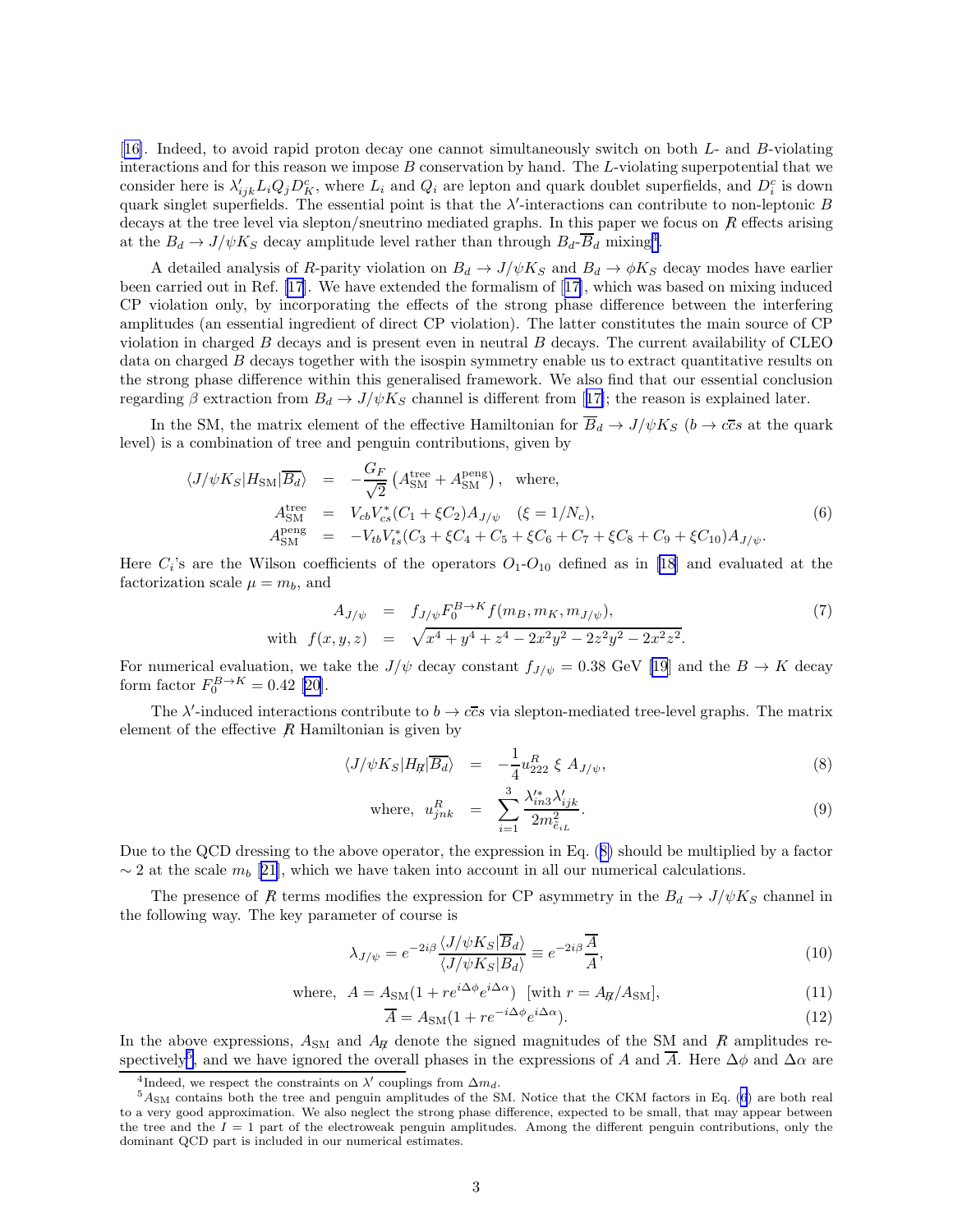[16]. Indeed, to avoid rapid proton decay one cannot simultaneously switch on both $L$- and $B$-violating interactions and for this reason we impose $B$ conservation by hand. The $L$-violating superpotential that we consider here is $\lambda'_{ijk} L_i Q_j D^c_K$, where $L_i$ and $Q_i$ are lepton and quark doublet superfields, and $D^c_i$ is down quark singlet superfields. The essential point is that the $\lambda'$-interactions can contribute to non-leptonic $B$ decays at the tree level via slepton/sneutrino mediated graphs. In this paper we focus on $\not R$ effects arising at the $B_d \to J/\psi K_S$ decay amplitude level rather than through $B_d$-$\overline{B}_d$ mixing[4].

A detailed analysis of $R$-parity violation on $B_d \to J/\psi K_S$ and $B_d \to \phi K_S$ decay modes have earlier been carried out in Ref. [17]. We have extended the formalism of [17], which was based on mixing induced CP violation only, by incorporating the effects of the strong phase difference between the interfering amplitudes (an essential ingredient of direct CP violation). The latter constitutes the main source of CP violation in charged $B$ decays and is present even in neutral $B$ decays. The current availability of CLEO data on charged $B$ decays together with the isospin symmetry enable us to extract quantitative results on the strong phase difference within this generalised framework. We also find that our essential conclusion regarding $\beta$ extraction from $B_d \to J/\psi K_S$ channel is different from [17]; the reason is explained later.

In the SM, the matrix element of the effective Hamiltonian for $\overline{B}_d \to J/\psi K_S$ ($b \to c\overline{c}s$ at the quark level) is a combination of tree and penguin contributions, given by

$$
\begin{aligned}
\langle J/\psi K_S | H_{\rm SM} | \overline{B_d} \rangle &= -\frac{G_F}{\sqrt{2}} \left( A^{\rm tree}_{\rm SM} + A^{\rm peng}_{\rm SM} \right), \quad \text{where,} \\
A^{\rm tree}_{\rm SM} &= V_{cb} V^*_{cs} (C_1 + \xi C_2) A_{J/\psi} \quad (\xi = 1/N_c), \\
A^{\rm peng}_{\rm SM} &= -V_{tb} V^*_{ts} (C_3 + \xi C_4 + C_5 + \xi C_6 + C_7 + \xi C_8 + C_9 + \xi C_{10}) A_{J/\psi}.
\end{aligned}
\tag{6}
$$

Here $C_i$'s are the Wilson coefficients of the operators $O_1$-$O_{10}$ defined as in [18] and evaluated at the factorization scale $\mu = m_b$, and

$$
\begin{aligned}
A_{J/\psi} &= f_{J/\psi} F_0^{B \to K} f(m_B, m_K, m_{J/\psi}), \\
\text{with } f(x,y,z) &= \sqrt{x^4 + y^4 + z^4 - 2x^2y^2 - 2z^2y^2 - 2x^2z^2}.
\end{aligned}
\tag{7}
$$

For numerical evaluation, we take the $J/\psi$ decay constant $f_{J/\psi} = 0.38$ GeV [19] and the $B \to K$ decay form factor $F_0^{B \to K} = 0.42$ [20].

The $\lambda'$-induced interactions contribute to $b \to c\overline{c}s$ via slepton-mediated tree-level graphs. The matrix element of the effective $\not R$ Hamiltonian is given by

$$
\langle J/\psi K_S | H_{\not R} | \overline{B_d} \rangle = -\frac{1}{4} u^R_{222} \, \xi \, A_{J/\psi},
\tag{8}
$$

$$
\text{where, } u^R_{jnk} = \sum_{i=1}^{3} \frac{\lambda'^*_{in3} \lambda'_{ijk}}{2 m^2_{\tilde{e}_{iL}}}.
\tag{9}
$$

Due to the QCD dressing to the above operator, the expression in Eq. (8) should be multiplied by a factor $\sim 2$ at the scale $m_b$ [21], which we have taken into account in all our numerical calculations.

The presence of $\not R$ terms modifies the expression for CP asymmetry in the $B_d \to J/\psi K_S$ channel in the following way. The key parameter of course is

$$
\lambda_{J/\psi} = e^{-2i\beta} \frac{\langle J/\psi K_S | \overline{B}_d \rangle}{\langle J/\psi K_S | B_d \rangle} \equiv e^{-2i\beta} \frac{\overline{A}}{A},
\tag{10}
$$

$$
\text{where, } A = A_{\rm SM} (1 + r e^{i\Delta\phi} e^{i\Delta\alpha}) \;\; [\text{with } r = A_{\not R}/A_{\rm SM}],
\tag{11}
$$

$$
\overline{A} = A_{\rm SM} (1 + r e^{-i\Delta\phi} e^{i\Delta\alpha}).
\tag{12}
$$

In the above expressions, $A_{\rm SM}$ and $A_{\not R}$ denote the signed magnitudes of the SM and $\not R$ amplitudes respectively[5], and we have ignored the overall phases in the expressions of $A$ and $\overline{A}$. Here $\Delta\phi$ and $\Delta\alpha$ are

---

[4] Indeed, we respect the constraints on $\lambda'$ couplings from $\Delta m_d$.

[5] $A_{\rm SM}$ contains both the tree and penguin amplitudes of the SM. Notice that the CKM factors in Eq. (6) are both real to a very good approximation. We also neglect the strong phase difference, expected to be small, that may appear between the tree and the $I = 1$ part of the electroweak penguin amplitudes. Among the different penguin contributions, only the dominant QCD part is included in our numerical estimates.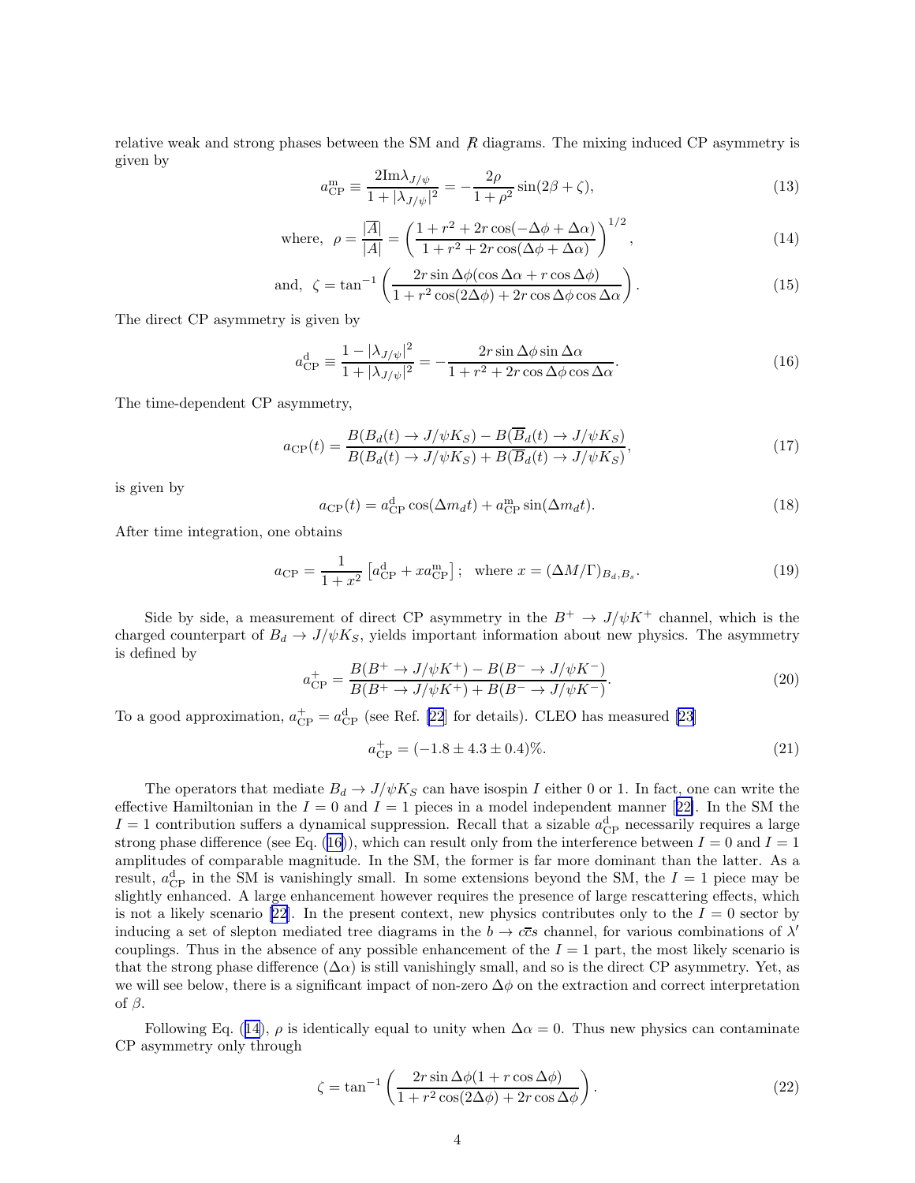relative weak and strong phases between the SM and $\not{R}$ diagrams. The mixing induced CP asymmetry is given by

$$a^{\rm m}_{\rm CP} \equiv \frac{2{\rm Im}\lambda_{J/\psi}}{1+|\lambda_{J/\psi}|^2} = -\frac{2\rho}{1+\rho^2}\sin(2\beta+\zeta), \tag{13}$$

$$\text{where,}\;\; \rho = \frac{|\overline{A}|}{|A|} = \left(\frac{1+r^2+2r\cos(-\Delta\phi+\Delta\alpha)}{1+r^2+2r\cos(\Delta\phi+\Delta\alpha)}\right)^{1/2}, \tag{14}$$

$$\text{and,}\;\; \zeta = \tan^{-1}\left(\frac{2r\sin\Delta\phi(\cos\Delta\alpha + r\cos\Delta\phi)}{1+r^2\cos(2\Delta\phi)+2r\cos\Delta\phi\cos\Delta\alpha}\right). \tag{15}$$

The direct CP asymmetry is given by

$$a^{\rm d}_{\rm CP} \equiv \frac{1-|\lambda_{J/\psi}|^2}{1+|\lambda_{J/\psi}|^2} = -\frac{2r\sin\Delta\phi\sin\Delta\alpha}{1+r^2+2r\cos\Delta\phi\cos\Delta\alpha}. \tag{16}$$

The time-dependent CP asymmetry,

$$a_{\rm CP}(t) = \frac{B(B_d(t)\to J/\psi K_S) - B(\overline{B}_d(t)\to J/\psi K_S)}{B(B_d(t)\to J/\psi K_S) + B(\overline{B}_d(t)\to J/\psi K_S)}, \tag{17}$$

is given by

$$a_{\rm CP}(t) = a^{\rm d}_{\rm CP}\cos(\Delta m_d t) + a^{\rm m}_{\rm CP}\sin(\Delta m_d t). \tag{18}$$

After time integration, one obtains

$$a_{\rm CP} = \frac{1}{1+x^2}\left[a^{\rm d}_{\rm CP} + x a^{\rm m}_{\rm CP}\right];\;\; \text{where } x = (\Delta M/\Gamma)_{B_d,B_s}. \tag{19}$$

Side by side, a measurement of direct CP asymmetry in the $B^+ \to J/\psi K^+$ channel, which is the charged counterpart of $B_d \to J/\psi K_S$, yields important information about new physics. The asymmetry is defined by

$$a^{+}_{\rm CP} = \frac{B(B^+\to J/\psi K^+) - B(B^-\to J/\psi K^-)}{B(B^+\to J/\psi K^+) + B(B^-\to J/\psi K^-)}. \tag{20}$$

To a good approximation, $a^{+}_{\rm CP} = a^{\rm d}_{\rm CP}$ (see Ref. [22] for details). CLEO has measured [23]

$$a^{+}_{\rm CP} = (-1.8 \pm 4.3 \pm 0.4)\%. \tag{21}$$

The operators that mediate $B_d \to J/\psi K_S$ can have isospin $I$ either 0 or 1. In fact, one can write the effective Hamiltonian in the $I = 0$ and $I = 1$ pieces in a model independent manner [22]. In the SM the $I = 1$ contribution suffers a dynamical suppression. Recall that a sizable $a^{\rm d}_{\rm CP}$ necessarily requires a large strong phase difference (see Eq. (16)), which can result only from the interference between $I = 0$ and $I = 1$ amplitudes of comparable magnitude. In the SM, the former is far more dominant than the latter. As a result, $a^{\rm d}_{\rm CP}$ in the SM is vanishingly small. In some extensions beyond the SM, the $I = 1$ piece may be slightly enhanced. A large enhancement however requires the presence of large rescattering effects, which is not a likely scenario [22]. In the present context, new physics contributes only to the $I = 0$ sector by inducing a set of slepton mediated tree diagrams in the $b \to c\bar{c}s$ channel, for various combinations of $\lambda'$ couplings. Thus in the absence of any possible enhancement of the $I = 1$ part, the most likely scenario is that the strong phase difference ($\Delta\alpha$) is still vanishingly small, and so is the direct CP asymmetry. Yet, as we will see below, there is a significant impact of non-zero $\Delta\phi$ on the extraction and correct interpretation of $\beta$.

Following Eq. (14), $\rho$ is identically equal to unity when $\Delta\alpha = 0$. Thus new physics can contaminate CP asymmetry only through

$$\zeta = \tan^{-1}\left(\frac{2r\sin\Delta\phi(1 + r\cos\Delta\phi)}{1+r^2\cos(2\Delta\phi)+2r\cos\Delta\phi}\right). \tag{22}$$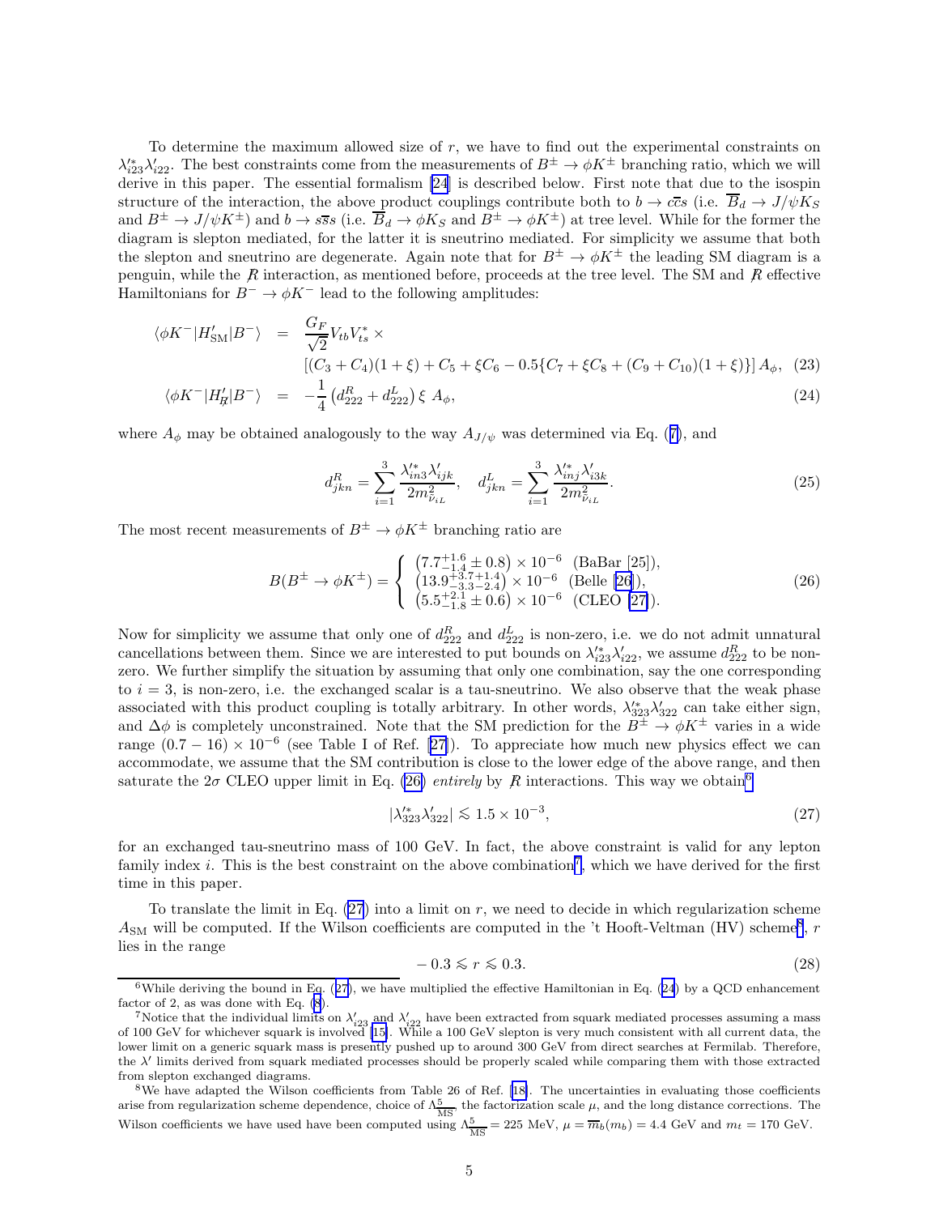To determine the maximum allowed size of $r$, we have to find out the experimental constraints on $\lambda'^{*}_{i23}\lambda'_{i22}$. The best constraints come from the measurements of $B^\pm \to \phi K^\pm$ branching ratio, which we will derive in this paper. The essential formalism [24] is described below. First note that due to the isospin structure of the interaction, the above product couplings contribute both to $b \to c\bar{c}s$ (i.e. $\overline{B}_d \to J/\psi K_S$ and $B^\pm \to J/\psi K^\pm$) and $b \to s\bar{s}s$ (i.e. $\overline{B}_d \to \phi K_S$ and $B^\pm \to \phi K^\pm$) at tree level. While for the former the diagram is slepton mediated, for the latter it is sneutrino mediated. For simplicity we assume that both the slepton and sneutrino are degenerate. Again note that for $B^\pm \to \phi K^\pm$ the leading SM diagram is a penguin, while the $\not{R}$ interaction, as mentioned before, proceeds at the tree level. The SM and $\not{R}$ effective Hamiltonians for $B^- \to \phi K^-$ lead to the following amplitudes:

$$
\begin{aligned}
\langle \phi K^- | H'_{\rm SM} | B^- \rangle &= \frac{G_F}{\sqrt{2}} V_{tb} V^*_{ts} \times \\
&\quad \left[ (C_3 + C_4)(1+\xi) + C_5 + \xi C_6 - 0.5\{C_7 + \xi C_8 + (C_9 + C_{10})(1+\xi)\}\right] A_\phi, \quad (23)\\
\langle \phi K^- | H'_{\not{R}} | B^- \rangle &= -\frac{1}{4}\left(d^R_{222} + d^L_{222}\right) \xi \; A_\phi, \quad (24)
\end{aligned}
$$

where $A_\phi$ may be obtained analogously to the way $A_{J/\psi}$ was determined via Eq. (7), and

$$
d^R_{jkn} = \sum_{i=1}^{3} \frac{\lambda'^{*}_{in3}\lambda'_{ijk}}{2 m^2_{\tilde{\nu}_{iL}}}, \quad d^L_{jkn} = \sum_{i=1}^{3} \frac{\lambda'^{*}_{inj}\lambda'_{i3k}}{2 m^2_{\tilde{\nu}_{iL}}}. \quad (25)
$$

The most recent measurements of $B^\pm \to \phi K^\pm$ branching ratio are

$$
B(B^\pm \to \phi K^\pm) = \begin{cases} \left(7.7^{+1.6}_{-1.4} \pm 0.8\right) \times 10^{-6} & \text{(BaBar [25])}, \\ \left(13.9^{+3.7+1.4}_{-3.3-2.4}\right) \times 10^{-6} & \text{(Belle [26])}, \\ \left(5.5^{+2.1}_{-1.8} \pm 0.6\right) \times 10^{-6} & \text{(CLEO [27])}. \end{cases} \quad (26)
$$

Now for simplicity we assume that only one of $d^R_{222}$ and $d^L_{222}$ is non-zero, i.e. we do not admit unnatural cancellations between them. Since we are interested to put bounds on $\lambda'^{*}_{i23}\lambda'_{i22}$, we assume $d^R_{222}$ to be non-zero. We further simplify the situation by assuming that only one combination, say the one corresponding to $i = 3$, is non-zero, i.e. the exchanged scalar is a tau-sneutrino. We also observe that the weak phase associated with this product coupling is totally arbitrary. In other words, $\lambda'^{*}_{323}\lambda'_{322}$ can take either sign, and $\Delta\phi$ is completely unconstrained. Note that the SM prediction for the $B^\pm \to \phi K^\pm$ varies in a wide range $(0.7 - 16) \times 10^{-6}$ (see Table I of Ref. [27]). To appreciate how much new physics effect we can accommodate, we assume that the SM contribution is close to the lower edge of the above range, and then saturate the $2\sigma$ CLEO upper limit in Eq. (26) *entirely* by $\not{R}$ interactions. This way we obtain[6]

$$
|\lambda'^{*}_{323}\lambda'_{322}| \lesssim 1.5 \times 10^{-3}, \quad (27)
$$

for an exchanged tau-sneutrino mass of 100 GeV. In fact, the above constraint is valid for any lepton family index $i$. This is the best constraint on the above combination[7], which we have derived for the first time in this paper.

To translate the limit in Eq. (27) into a limit on $r$, we need to decide in which regularization scheme $A_{\rm SM}$ will be computed. If the Wilson coefficients are computed in the 't Hooft-Veltman (HV) scheme[8], $r$ lies in the range

$$
-0.3 \lesssim r \lesssim 0.3. \quad (28)
$$

[6] While deriving the bound in Eq. (27), we have multiplied the effective Hamiltonian in Eq. (24) by a QCD enhancement factor of 2, as was done with Eq. (8).

[7] Notice that the individual limits on $\lambda'_{i23}$ and $\lambda'_{i22}$ have been extracted from squark mediated processes assuming a mass of 100 GeV for whichever squark is involved [15]. While a 100 GeV slepton is very much consistent with all current data, the lower limit on a generic squark mass is presently pushed up to around 300 GeV from direct searches at Fermilab. Therefore, the $\lambda'$ limits derived from squark mediated processes should be properly scaled while comparing them with those extracted from slepton exchanged diagrams.

[8] We have adapted the Wilson coefficients from Table 26 of Ref. [18]. The uncertainties in evaluating those coefficients arise from regularization scheme dependence, choice of $\Lambda^5_{\overline{\rm MS}}$, the factorization scale $\mu$, and the long distance corrections. The Wilson coefficients we have used have been computed using $\Lambda^5_{\overline{\rm MS}} = 225$ MeV, $\mu = \overline{m}_b(m_b) = 4.4$ GeV and $m_t = 170$ GeV.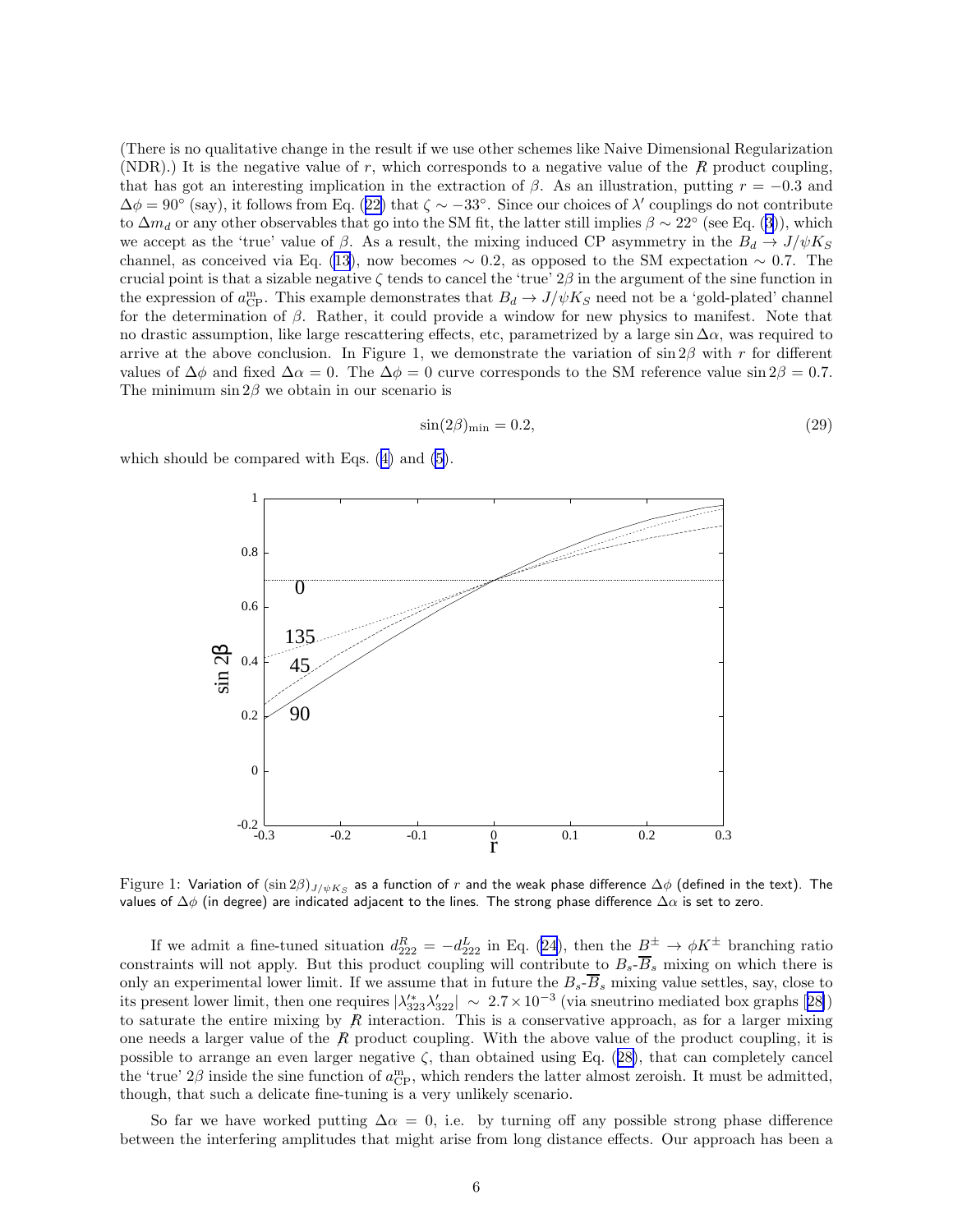(There is no qualitative change in the result if we use other schemes like Naive Dimensional Regularization (NDR).) It is the negative value of $r$, which corresponds to a negative value of the $\not{R}$ product coupling, that has got an interesting implication in the extraction of $\beta$. As an illustration, putting $r = -0.3$ and $\Delta\phi = 90^\circ$ (say), it follows from Eq. (22) that $\zeta \sim -33^\circ$. Since our choices of $\lambda'$ couplings do not contribute to $\Delta m_d$ or any other observables that go into the SM fit, the latter still implies $\beta \sim 22^\circ$ (see Eq. (3)), which we accept as the 'true' value of $\beta$. As a result, the mixing induced CP asymmetry in the $B_d \to J/\psi K_S$ channel, as conceived via Eq. (13), now becomes $\sim 0.2$, as opposed to the SM expectation $\sim 0.7$. The crucial point is that a sizable negative $\zeta$ tends to cancel the 'true' $2\beta$ in the argument of the sine function in the expression of $a^{\rm m}_{\rm CP}$. This example demonstrates that $B_d \to J/\psi K_S$ need not be a 'gold-plated' channel for the determination of $\beta$. Rather, it could provide a window for new physics to manifest. Note that no drastic assumption, like large rescattering effects, etc, parametrized by a large $\sin\Delta\alpha$, was required to arrive at the above conclusion. In Figure 1, we demonstrate the variation of $\sin 2\beta$ with $r$ for different values of $\Delta\phi$ and fixed $\Delta\alpha = 0$. The $\Delta\phi = 0$ curve corresponds to the SM reference value $\sin 2\beta = 0.7$. The minimum $\sin 2\beta$ we obtain in our scenario is

$$\sin(2\beta)_{\rm min} = 0.2, \tag{29}$$

which should be compared with Eqs. (4) and (5).

Figure 1: Variation of $(\sin 2\beta)_{J/\psi K_S}$ as a function of $r$ and the weak phase difference $\Delta\phi$ (defined in the text). The values of $\Delta\phi$ (in degree) are indicated adjacent to the lines. The strong phase difference $\Delta\alpha$ is set to zero.

If we admit a fine-tuned situation $d^R_{222} = -d^L_{222}$ in Eq. (24), then the $B^\pm \to \phi K^\pm$ branching ratio constraints will not apply. But this product coupling will contribute to $B_s$-$\overline{B}_s$ mixing on which there is only an experimental lower limit. If we assume that in future the $B_s$-$\overline{B}_s$ mixing value settles, say, close to its present lower limit, then one requires $|\lambda'^*_{323}\lambda'_{322}| \sim 2.7 \times 10^{-3}$ (via sneutrino mediated box graphs [28]) to saturate the entire mixing by $\not{R}$ interaction. This is a conservative approach, as for a larger mixing one needs a larger value of the $\not{R}$ product coupling. With the above value of the product coupling, it is possible to arrange an even larger negative $\zeta$, than obtained using Eq. (28), that can completely cancel the 'true' $2\beta$ inside the sine function of $a^{\rm m}_{\rm CP}$, which renders the latter almost zeroish. It must be admitted, though, that such a delicate fine-tuning is a very unlikely scenario.

So far we have worked putting $\Delta\alpha = 0$, i.e. by turning off any possible strong phase difference between the interfering amplitudes that might arise from long distance effects. Our approach has been a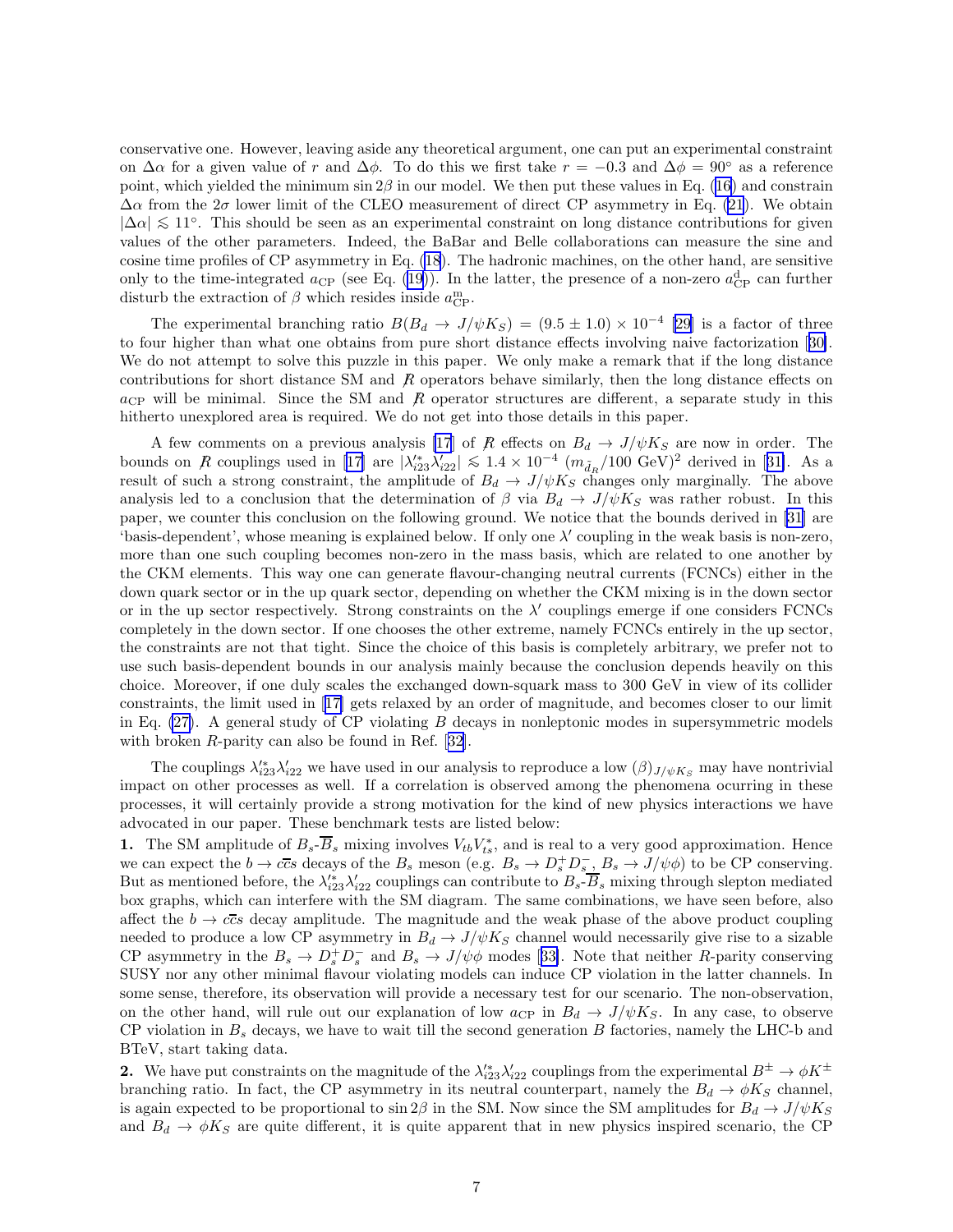conservative one. However, leaving aside any theoretical argument, one can put an experimental constraint on $\Delta\alpha$ for a given value of $r$ and $\Delta\phi$. To do this we first take $r = -0.3$ and $\Delta\phi = 90^\circ$ as a reference point, which yielded the minimum $\sin 2\beta$ in our model. We then put these values in Eq. (16) and constrain $\Delta\alpha$ from the $2\sigma$ lower limit of the CLEO measurement of direct CP asymmetry in Eq. (21). We obtain $|\Delta\alpha| \lesssim 11^\circ$. This should be seen as an experimental constraint on long distance contributions for given values of the other parameters. Indeed, the BaBar and Belle collaborations can measure the sine and cosine time profiles of CP asymmetry in Eq. (18). The hadronic machines, on the other hand, are sensitive only to the time-integrated $a_{\rm CP}$ (see Eq. (19)). In the latter, the presence of a non-zero $a^{\rm d}_{\rm CP}$ can further disturb the extraction of $\beta$ which resides inside $a^{\rm m}_{\rm CP}$.

The experimental branching ratio $B(B_d \to J/\psi K_S) = (9.5 \pm 1.0) \times 10^{-4}$ [29] is a factor of three to four higher than what one obtains from pure short distance effects involving naive factorization [30]. We do not attempt to solve this puzzle in this paper. We only make a remark that if the long distance contributions for short distance SM and $\not R$ operators behave similarly, then the long distance effects on $a_{\rm CP}$ will be minimal. Since the SM and $\not R$ operator structures are different, a separate study in this hitherto unexplored area is required. We do not get into those details in this paper.

A few comments on a previous analysis [17] of $\not R$ effects on $B_d \to J/\psi K_S$ are now in order. The bounds on $\not R$ couplings used in [17] are $|\lambda'^*_{i23}\lambda'_{i22}| \lesssim 1.4 \times 10^{-4}\ (m_{\tilde{d}_R}/100\ {\rm GeV})^2$ derived in [31]. As a result of such a strong constraint, the amplitude of $B_d \to J/\psi K_S$ changes only marginally. The above analysis led to a conclusion that the determination of $\beta$ via $B_d \to J/\psi K_S$ was rather robust. In this paper, we counter this conclusion on the following ground. We notice that the bounds derived in [31] are 'basis-dependent', whose meaning is explained below. If only one $\lambda'$ coupling in the weak basis is non-zero, more than one such coupling becomes non-zero in the mass basis, which are related to one another by the CKM elements. This way one can generate flavour-changing neutral currents (FCNCs) either in the down quark sector or in the up quark sector, depending on whether the CKM mixing is in the down sector or in the up sector respectively. Strong constraints on the $\lambda'$ couplings emerge if one considers FCNCs completely in the down sector. If one chooses the other extreme, namely FCNCs entirely in the up sector, the constraints are not that tight. Since the choice of this basis is completely arbitrary, we prefer not to use such basis-dependent bounds in our analysis mainly because the conclusion depends heavily on this choice. Moreover, if one duly scales the exchanged down-squark mass to 300 GeV in view of its collider constraints, the limit used in [17] gets relaxed by an order of magnitude, and becomes closer to our limit in Eq. (27). A general study of CP violating $B$ decays in nonleptonic modes in supersymmetric models with broken $R$-parity can also be found in Ref. [32].

The couplings $\lambda'^*_{i23}\lambda'_{i22}$ we have used in our analysis to reproduce a low $(\beta)_{J/\psi K_S}$ may have nontrivial impact on other processes as well. If a correlation is observed among the phenomena ocurring in these processes, it will certainly provide a strong motivation for the kind of new physics interactions we have advocated in our paper. These benchmark tests are listed below:

**1.** The SM amplitude of $B_s$-$\overline{B}_s$ mixing involves $V_{tb}V^*_{ts}$, and is real to a very good approximation. Hence we can expect the $b \to c\bar{c}s$ decays of the $B_s$ meson (e.g. $B_s \to D_s^+ D_s^-$, $B_s \to J/\psi\phi$) to be CP conserving. But as mentioned before, the $\lambda'^*_{i23}\lambda'_{i22}$ couplings can contribute to $B_s$-$\overline{B}_s$ mixing through slepton mediated box graphs, which can interfere with the SM diagram. The same combinations, we have seen before, also affect the $b \to c\bar{c}s$ decay amplitude. The magnitude and the weak phase of the above product coupling needed to produce a low CP asymmetry in $B_d \to J/\psi K_S$ channel would necessarily give rise to a sizable CP asymmetry in the $B_s \to D_s^+ D_s^-$ and $B_s \to J/\psi\phi$ modes [33]. Note that neither $R$-parity conserving SUSY nor any other minimal flavour violating models can induce CP violation in the latter channels. In some sense, therefore, its observation will provide a necessary test for our scenario. The non-observation, on the other hand, will rule out our explanation of low $a_{\rm CP}$ in $B_d \to J/\psi K_S$. In any case, to observe CP violation in $B_s$ decays, we have to wait till the second generation $B$ factories, namely the LHC-b and BTeV, start taking data.

**2.** We have put constraints on the magnitude of the $\lambda'^*_{i23}\lambda'_{i22}$ couplings from the experimental $B^\pm \to \phi K^\pm$ branching ratio. In fact, the CP asymmetry in its neutral counterpart, namely the $B_d \to \phi K_S$ channel, is again expected to be proportional to $\sin 2\beta$ in the SM. Now since the SM amplitudes for $B_d \to J/\psi K_S$ and $B_d \to \phi K_S$ are quite different, it is quite apparent that in new physics inspired scenario, the CP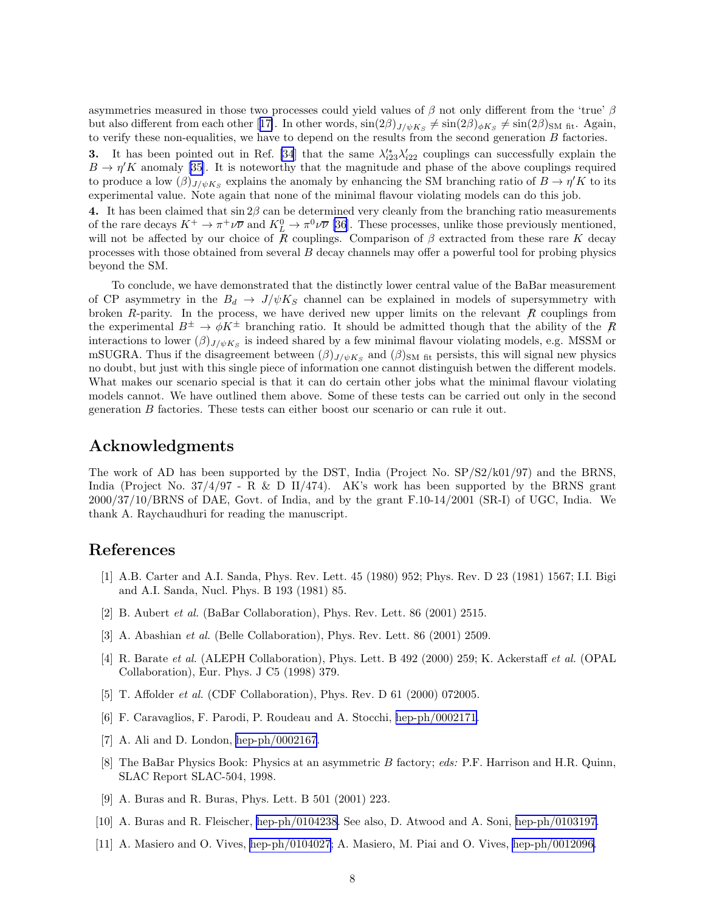asymmetries measured in those two processes could yield values of $\beta$ not only different from the 'true' $\beta$ but also different from each other [17]. In other words, $\sin(2\beta)_{J/\psi K_S} \neq \sin(2\beta)_{\phi K_S} \neq \sin(2\beta)_{\rm SM\ fit}$. Again, to verify these non-equalities, we have to depend on the results from the second generation $B$ factories.

**3.** It has been pointed out in Ref. [34] that the same $\lambda'^*_{i23}\lambda'_{i22}$ couplings can successfully explain the $B \to \eta' K$ anomaly [35]. It is noteworthy that the magnitude and phase of the above couplings required to produce a low $(\beta)_{J/\psi K_S}$ explains the anomaly by enhancing the SM branching ratio of $B \to \eta' K$ to its experimental value. Note again that none of the minimal flavour violating models can do this job.

**4.** It has been claimed that $\sin 2\beta$ can be determined very cleanly from the branching ratio measurements of the rare decays $K^+ \to \pi^+ \nu\overline{\nu}$ and $K^0_L \to \pi^0 \nu\overline{\nu}$ [36]. These processes, unlike those previously mentioned, will not be affected by our choice of $\not{R}$ couplings. Comparison of $\beta$ extracted from these rare $K$ decay processes with those obtained from several $B$ decay channels may offer a powerful tool for probing physics beyond the SM.

To conclude, we have demonstrated that the distinctly lower central value of the BaBar measurement of CP asymmetry in the $B_d \to J/\psi K_S$ channel can be explained in models of supersymmetry with broken $R$-parity. In the process, we have derived new upper limits on the relevant $\not{R}$ couplings from the experimental $B^\pm \to \phi K^\pm$ branching ratio. It should be admitted though that the ability of the $\not{R}$ interactions to lower $(\beta)_{J/\psi K_S}$ is indeed shared by a few minimal flavour violating models, e.g. MSSM or mSUGRA. Thus if the disagreement between $(\beta)_{J/\psi K_S}$ and $(\beta)_{\rm SM\ fit}$ persists, this will signal new physics no doubt, but just with this single piece of information one cannot distinguish betwen the different models. What makes our scenario special is that it can do certain other jobs what the minimal flavour violating models cannot. We have outlined them above. Some of these tests can be carried out only in the second generation $B$ factories. These tests can either boost our scenario or can rule it out.

## Acknowledgments

The work of AD has been supported by the DST, India (Project No. SP/S2/k01/97) and the BRNS, India (Project No. 37/4/97 - R & D II/474). AK's work has been supported by the BRNS grant 2000/37/10/BRNS of DAE, Govt. of India, and by the grant F.10-14/2001 (SR-I) of UGC, India. We thank A. Raychaudhuri for reading the manuscript.

## References

[1] A.B. Carter and A.I. Sanda, Phys. Rev. Lett. 45 (1980) 952; Phys. Rev. D 23 (1981) 1567; I.I. Bigi and A.I. Sanda, Nucl. Phys. B 193 (1981) 85.

[2] B. Aubert *et al.* (BaBar Collaboration), Phys. Rev. Lett. 86 (2001) 2515.

[3] A. Abashian *et al.* (Belle Collaboration), Phys. Rev. Lett. 86 (2001) 2509.

[4] R. Barate *et al.* (ALEPH Collaboration), Phys. Lett. B 492 (2000) 259; K. Ackerstaff *et al.* (OPAL Collaboration), Eur. Phys. J C5 (1998) 379.

[5] T. Affolder *et al.* (CDF Collaboration), Phys. Rev. D 61 (2000) 072005.

[6] F. Caravaglios, F. Parodi, P. Roudeau and A. Stocchi, hep-ph/0002171.

[7] A. Ali and D. London, hep-ph/0002167.

[8] The BaBar Physics Book: Physics at an asymmetric $B$ factory; *eds:* P.F. Harrison and H.R. Quinn, SLAC Report SLAC-504, 1998.

[9] A. Buras and R. Buras, Phys. Lett. B 501 (2001) 223.

[10] A. Buras and R. Fleischer, hep-ph/0104238. See also, D. Atwood and A. Soni, hep-ph/0103197.

[11] A. Masiero and O. Vives, hep-ph/0104027; A. Masiero, M. Piai and O. Vives, hep-ph/0012096.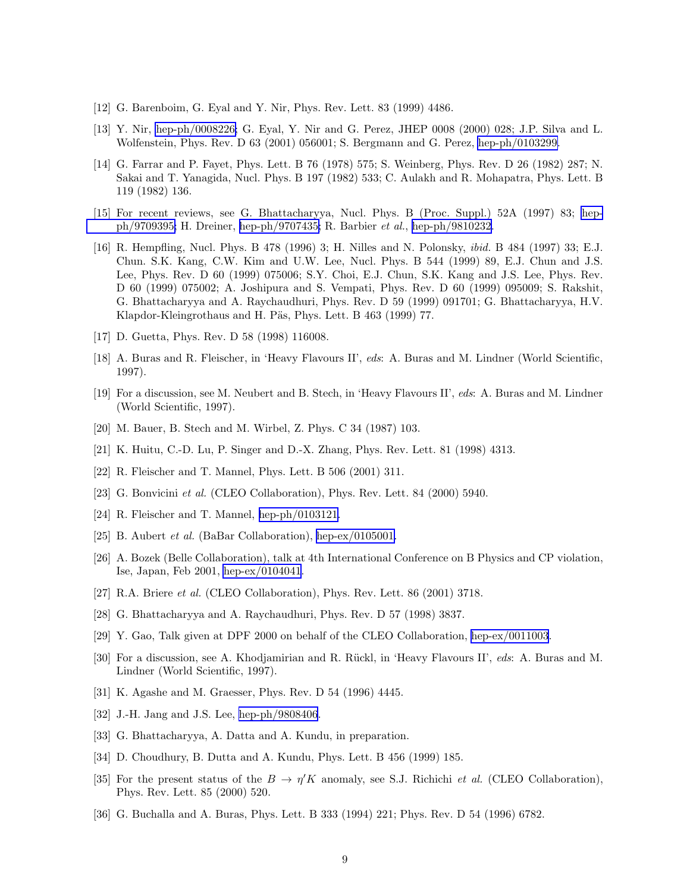[12] G. Barenboim, G. Eyal and Y. Nir, Phys. Rev. Lett. 83 (1999) 4486.

[13] Y. Nir, hep-ph/0008226; G. Eyal, Y. Nir and G. Perez, JHEP 0008 (2000) 028; J.P. Silva and L. Wolfenstein, Phys. Rev. D 63 (2001) 056001; S. Bergmann and G. Perez, hep-ph/0103299.

[14] G. Farrar and P. Fayet, Phys. Lett. B 76 (1978) 575; S. Weinberg, Phys. Rev. D 26 (1982) 287; N. Sakai and T. Yanagida, Nucl. Phys. B 197 (1982) 533; C. Aulakh and R. Mohapatra, Phys. Lett. B 119 (1982) 136.

[15] For recent reviews, see G. Bhattacharyya, Nucl. Phys. B (Proc. Suppl.) 52A (1997) 83; hep-ph/9709395; H. Dreiner, hep-ph/9707435; R. Barbier *et al.*, hep-ph/9810232.

[16] R. Hempfling, Nucl. Phys. B 478 (1996) 3; H. Nilles and N. Polonsky, *ibid.* B 484 (1997) 33; E.J. Chun. S.K. Kang, C.W. Kim and U.W. Lee, Nucl. Phys. B 544 (1999) 89, E.J. Chun and J.S. Lee, Phys. Rev. D 60 (1999) 075006; S.Y. Choi, E.J. Chun, S.K. Kang and J.S. Lee, Phys. Rev. D 60 (1999) 075002; A. Joshipura and S. Vempati, Phys. Rev. D 60 (1999) 095009; S. Rakshit, G. Bhattacharyya and A. Raychaudhuri, Phys. Rev. D 59 (1999) 091701; G. Bhattacharyya, H.V. Klapdor-Kleingrothaus and H. Päs, Phys. Lett. B 463 (1999) 77.

[17] D. Guetta, Phys. Rev. D 58 (1998) 116008.

[18] A. Buras and R. Fleischer, in 'Heavy Flavours II', *eds*: A. Buras and M. Lindner (World Scientific, 1997).

[19] For a discussion, see M. Neubert and B. Stech, in 'Heavy Flavours II', *eds*: A. Buras and M. Lindner (World Scientific, 1997).

[20] M. Bauer, B. Stech and M. Wirbel, Z. Phys. C 34 (1987) 103.

[21] K. Huitu, C.-D. Lu, P. Singer and D.-X. Zhang, Phys. Rev. Lett. 81 (1998) 4313.

[22] R. Fleischer and T. Mannel, Phys. Lett. B 506 (2001) 311.

[23] G. Bonvicini *et al.* (CLEO Collaboration), Phys. Rev. Lett. 84 (2000) 5940.

[24] R. Fleischer and T. Mannel, hep-ph/0103121.

[25] B. Aubert *et al.* (BaBar Collaboration), hep-ex/0105001.

[26] A. Bozek (Belle Collaboration), talk at 4th International Conference on B Physics and CP violation, Ise, Japan, Feb 2001, hep-ex/0104041.

[27] R.A. Briere *et al.* (CLEO Collaboration), Phys. Rev. Lett. 86 (2001) 3718.

[28] G. Bhattacharyya and A. Raychaudhuri, Phys. Rev. D 57 (1998) 3837.

[29] Y. Gao, Talk given at DPF 2000 on behalf of the CLEO Collaboration, hep-ex/0011003.

[30] For a discussion, see A. Khodjamirian and R. Rückl, in 'Heavy Flavours II', *eds*: A. Buras and M. Lindner (World Scientific, 1997).

[31] K. Agashe and M. Graesser, Phys. Rev. D 54 (1996) 4445.

[32] J.-H. Jang and J.S. Lee, hep-ph/9808406.

[33] G. Bhattacharyya, A. Datta and A. Kundu, in preparation.

[34] D. Choudhury, B. Dutta and A. Kundu, Phys. Lett. B 456 (1999) 185.

[35] For the present status of the $B \to \eta' K$ anomaly, see S.J. Richichi *et al.* (CLEO Collaboration), Phys. Rev. Lett. 85 (2000) 520.

[36] G. Buchalla and A. Buras, Phys. Lett. B 333 (1994) 221; Phys. Rev. D 54 (1996) 6782.